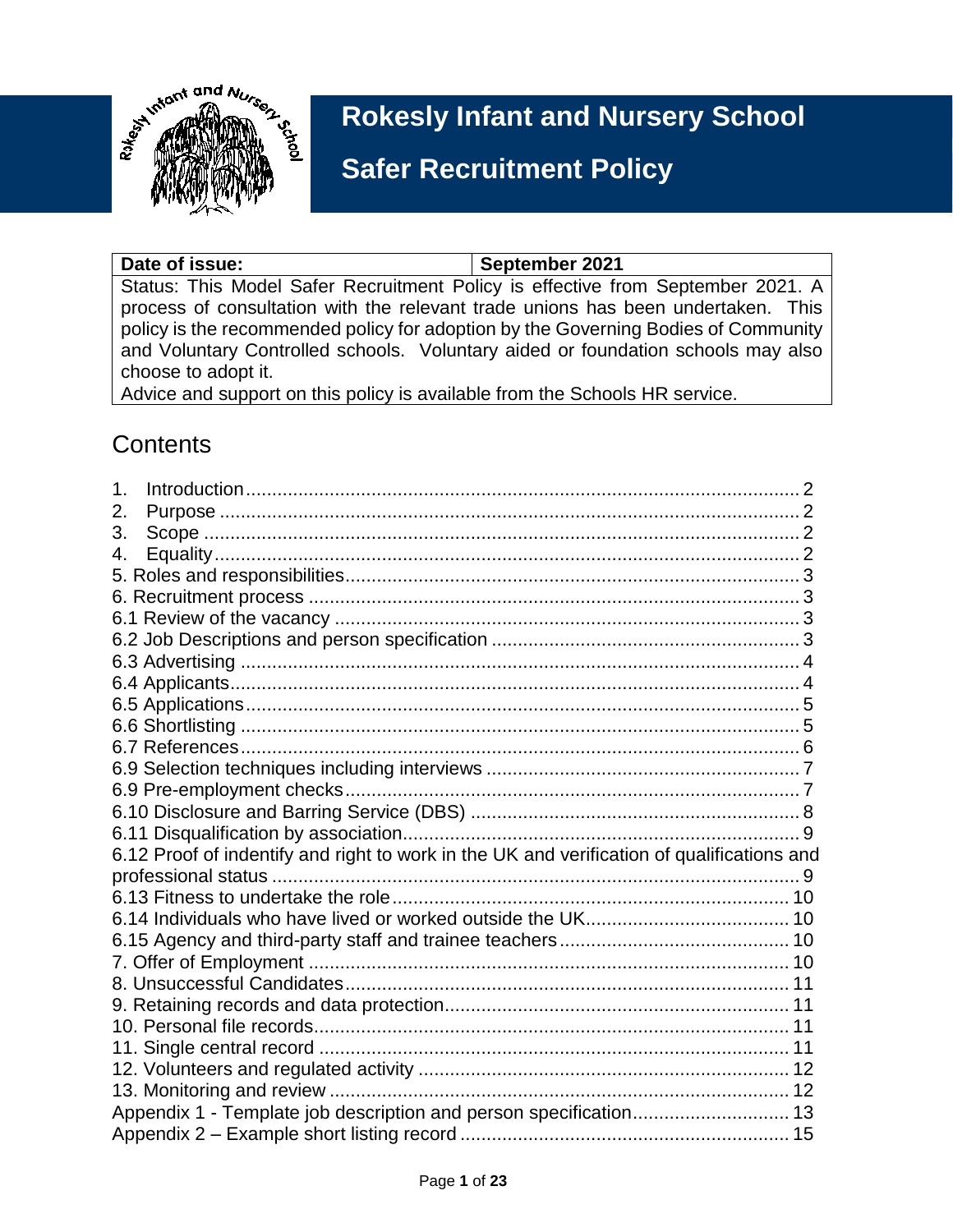# Rokesly Infant and Nursery School

# Safer Recruitment Policy

| Date of issue: | September 2021 |
|---|---|
| Status: This Model Safer Recruitment Policy is effective from September 2021. A process of consultation with the relevant trade unions has been undertaken. This policy is the recommended policy for adoption by the Governing Bodies of Community and Voluntary Controlled schools. Voluntary aided or foundation schools may also choose to adopt it.<br>Advice and support on this policy is available from the Schools HR service. | |

## Contents

1. Introduction........................................................................................................ 2
2. Purpose ............................................................................................................. 2
3. Scope ................................................................................................................ 2
4. Equality.............................................................................................................. 2

5. Roles and responsibilities..................................................................................... 3
6. Recruitment process ........................................................................................... 3
6.1 Review of the vacancy ....................................................................................... 3
6.2 Job Descriptions and person specification .......................................................... 3
6.3 Advertising ......................................................................................................... 4
6.4 Applicants........................................................................................................... 4
6.5 Applications........................................................................................................ 5
6.6 Shortlisting ......................................................................................................... 5
6.7 References......................................................................................................... 6
6.9 Selection techniques including interviews .......................................................... 7
6.9 Pre-employment checks..................................................................................... 7
6.10 Disclosure and Barring Service (DBS) .............................................................. 8
6.11 Disqualification by association.......................................................................... 9
6.12 Proof of indentify and right to work in the UK and verification of qualifications and professional status .................................................................................................... 9
6.13 Fitness to undertake the role........................................................................... 10
6.14 Individuals who have lived or worked outside the UK....................................... 10
6.15 Agency and third-party staff and trainee teachers............................................ 10
7. Offer of Employment ........................................................................................... 10
8. Unsuccessful Candidates..................................................................................... 11
9. Retaining records and data protection.................................................................. 11
10. Personal file records........................................................................................... 11
11. Single central record .......................................................................................... 11
12. Volunteers and regulated activity ...................................................................... 12
13. Monitoring and review ....................................................................................... 12
Appendix 1 - Template job description and person specification.............................. 13
Appendix 2 – Example short listing record ............................................................... 15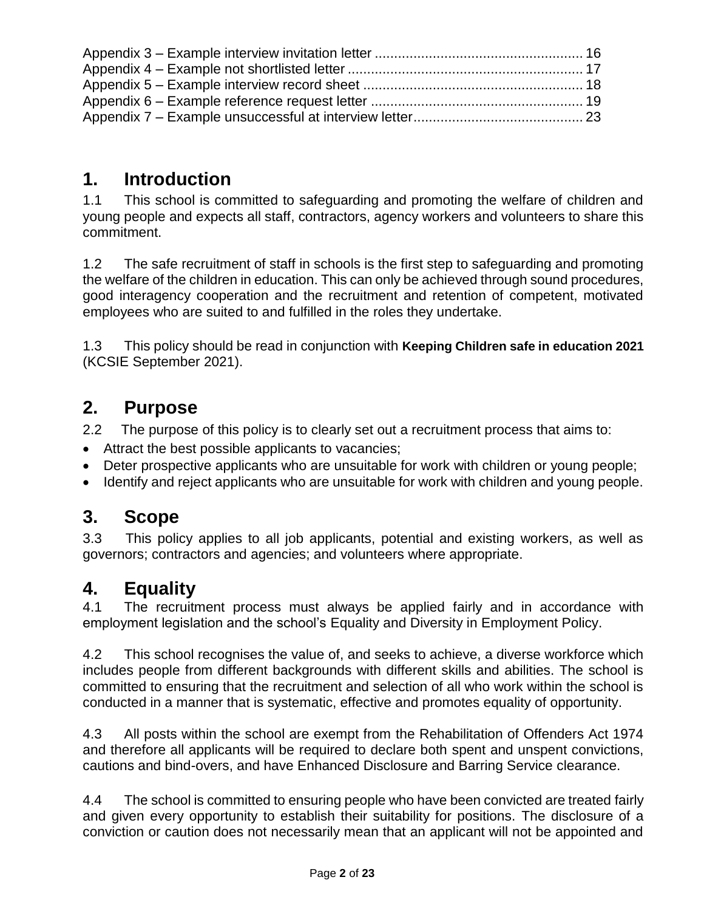Appendix 3 – Example interview invitation letter ..................................................... 16
Appendix 4 – Example not shortlisted letter ............................................................ 17
Appendix 5 – Example interview record sheet ......................................................... 18
Appendix 6 – Example reference request letter ....................................................... 19
Appendix 7 – Example unsuccessful at interview letter........................................... 23

# 1. Introduction

1.1 This school is committed to safeguarding and promoting the welfare of children and young people and expects all staff, contractors, agency workers and volunteers to share this commitment.

1.2 The safe recruitment of staff in schools is the first step to safeguarding and promoting the welfare of the children in education. This can only be achieved through sound procedures, good interagency cooperation and the recruitment and retention of competent, motivated employees who are suited to and fulfilled in the roles they undertake.

1.3 This policy should be read in conjunction with **Keeping Children safe in education 2021** (KCSIE September 2021).

# 2. Purpose

2.2 The purpose of this policy is to clearly set out a recruitment process that aims to:

- Attract the best possible applicants to vacancies;
- Deter prospective applicants who are unsuitable for work with children or young people;
- Identify and reject applicants who are unsuitable for work with children and young people.

# 3. Scope

3.3 This policy applies to all job applicants, potential and existing workers, as well as governors; contractors and agencies; and volunteers where appropriate.

# 4. Equality

4.1 The recruitment process must always be applied fairly and in accordance with employment legislation and the school's Equality and Diversity in Employment Policy.

4.2 This school recognises the value of, and seeks to achieve, a diverse workforce which includes people from different backgrounds with different skills and abilities. The school is committed to ensuring that the recruitment and selection of all who work within the school is conducted in a manner that is systematic, effective and promotes equality of opportunity.

4.3 All posts within the school are exempt from the Rehabilitation of Offenders Act 1974 and therefore all applicants will be required to declare both spent and unspent convictions, cautions and bind-overs, and have Enhanced Disclosure and Barring Service clearance.

4.4 The school is committed to ensuring people who have been convicted are treated fairly and given every opportunity to establish their suitability for positions. The disclosure of a conviction or caution does not necessarily mean that an applicant will not be appointed and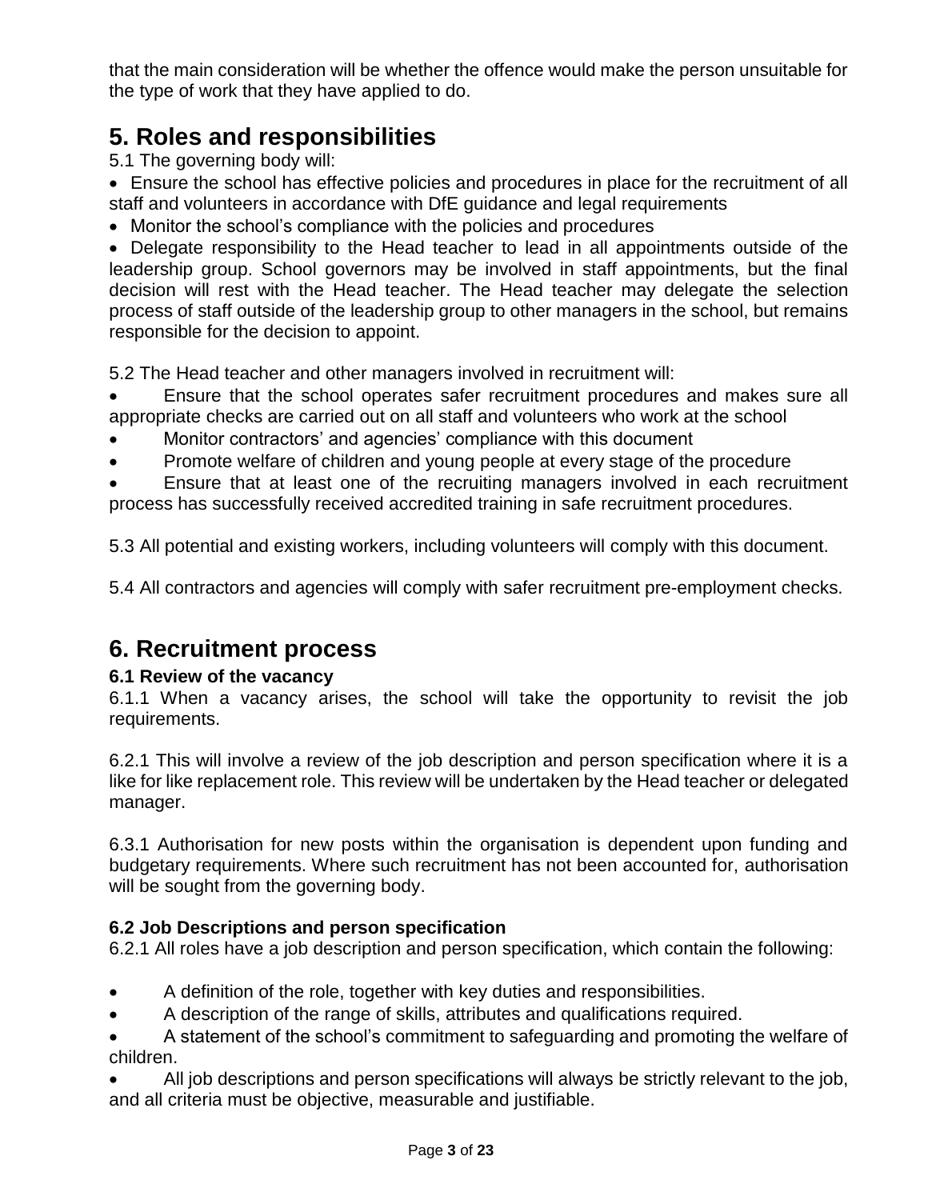that the main consideration will be whether the offence would make the person unsuitable for the type of work that they have applied to do.

# 5. Roles and responsibilities

5.1 The governing body will:

- Ensure the school has effective policies and procedures in place for the recruitment of all staff and volunteers in accordance with DfE guidance and legal requirements
- Monitor the school's compliance with the policies and procedures
- Delegate responsibility to the Head teacher to lead in all appointments outside of the leadership group. School governors may be involved in staff appointments, but the final decision will rest with the Head teacher. The Head teacher may delegate the selection process of staff outside of the leadership group to other managers in the school, but remains responsible for the decision to appoint.

5.2 The Head teacher and other managers involved in recruitment will:

- Ensure that the school operates safer recruitment procedures and makes sure all appropriate checks are carried out on all staff and volunteers who work at the school
- Monitor contractors' and agencies' compliance with this document
- Promote welfare of children and young people at every stage of the procedure
- Ensure that at least one of the recruiting managers involved in each recruitment process has successfully received accredited training in safe recruitment procedures.

5.3 All potential and existing workers, including volunteers will comply with this document.

5.4 All contractors and agencies will comply with safer recruitment pre-employment checks.

# 6. Recruitment process

### 6.1 Review of the vacancy

6.1.1 When a vacancy arises, the school will take the opportunity to revisit the job requirements.

6.2.1 This will involve a review of the job description and person specification where it is a like for like replacement role. This review will be undertaken by the Head teacher or delegated manager.

6.3.1 Authorisation for new posts within the organisation is dependent upon funding and budgetary requirements. Where such recruitment has not been accounted for, authorisation will be sought from the governing body.

### 6.2 Job Descriptions and person specification

6.2.1 All roles have a job description and person specification, which contain the following:

- A definition of the role, together with key duties and responsibilities.
- A description of the range of skills, attributes and qualifications required.
- A statement of the school's commitment to safeguarding and promoting the welfare of children.
- All job descriptions and person specifications will always be strictly relevant to the job, and all criteria must be objective, measurable and justifiable.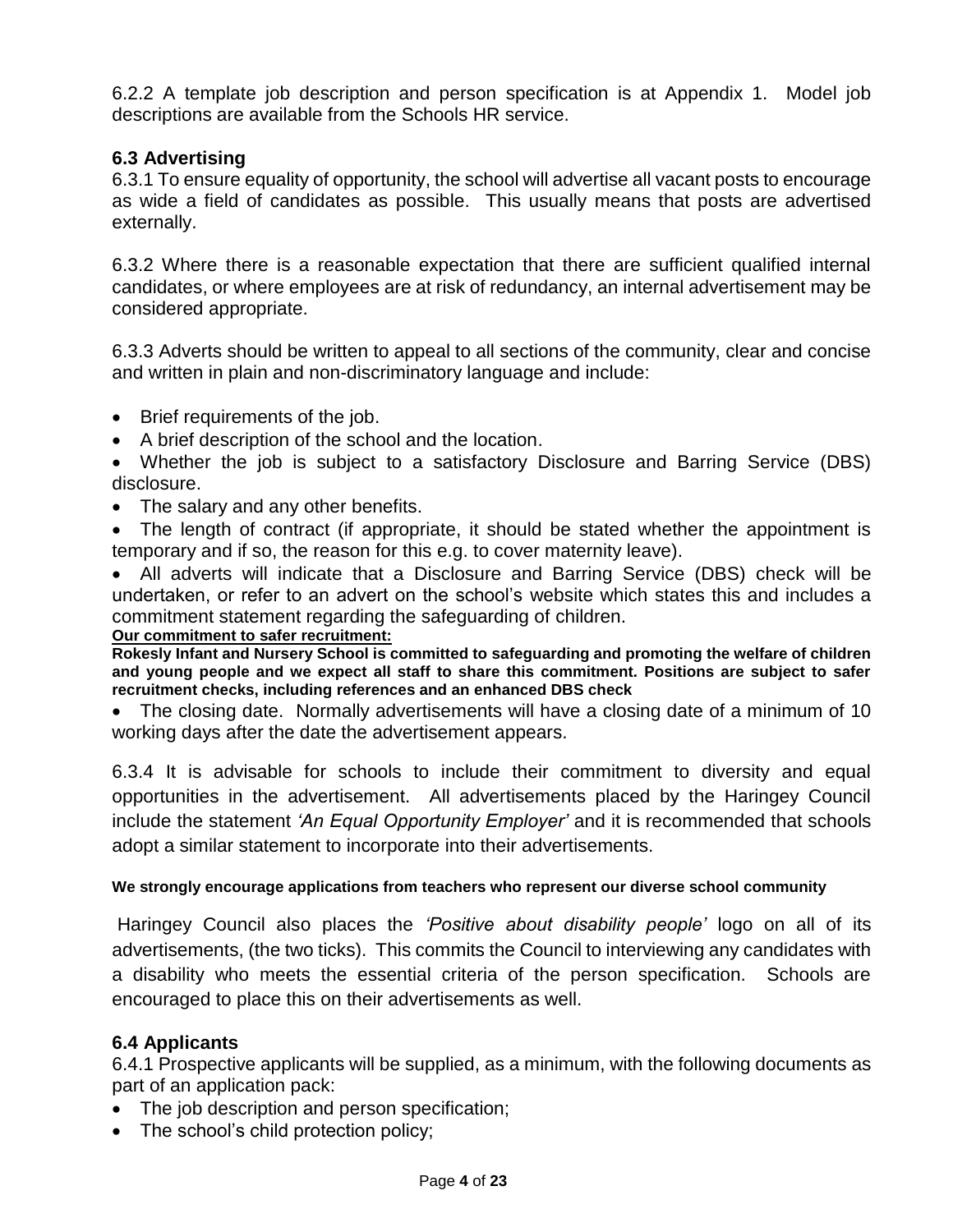6.2.2 A template job description and person specification is at Appendix 1. Model job descriptions are available from the Schools HR service.

### 6.3 Advertising

6.3.1 To ensure equality of opportunity, the school will advertise all vacant posts to encourage as wide a field of candidates as possible. This usually means that posts are advertised externally.

6.3.2 Where there is a reasonable expectation that there are sufficient qualified internal candidates, or where employees are at risk of redundancy, an internal advertisement may be considered appropriate.

6.3.3 Adverts should be written to appeal to all sections of the community, clear and concise and written in plain and non-discriminatory language and include:

- Brief requirements of the job.
- A brief description of the school and the location.
- Whether the job is subject to a satisfactory Disclosure and Barring Service (DBS) disclosure.
- The salary and any other benefits.
- The length of contract (if appropriate, it should be stated whether the appointment is temporary and if so, the reason for this e.g. to cover maternity leave).
- All adverts will indicate that a Disclosure and Barring Service (DBS) check will be undertaken, or refer to an advert on the school's website which states this and includes a commitment statement regarding the safeguarding of children.

**Our commitment to safer recruitment:**

**Rokesly Infant and Nursery School is committed to safeguarding and promoting the welfare of children and young people and we expect all staff to share this commitment. Positions are subject to safer recruitment checks, including references and an enhanced DBS check**

- The closing date. Normally advertisements will have a closing date of a minimum of 10 working days after the date the advertisement appears.

6.3.4 It is advisable for schools to include their commitment to diversity and equal opportunities in the advertisement. All advertisements placed by the Haringey Council include the statement *'An Equal Opportunity Employer'* and it is recommended that schools adopt a similar statement to incorporate into their advertisements.

**We strongly encourage applications from teachers who represent our diverse school community**

Haringey Council also places the *'Positive about disability people'* logo on all of its advertisements, (the two ticks). This commits the Council to interviewing any candidates with a disability who meets the essential criteria of the person specification. Schools are encouraged to place this on their advertisements as well.

### 6.4 Applicants

6.4.1 Prospective applicants will be supplied, as a minimum, with the following documents as part of an application pack:

- The job description and person specification;
- The school's child protection policy;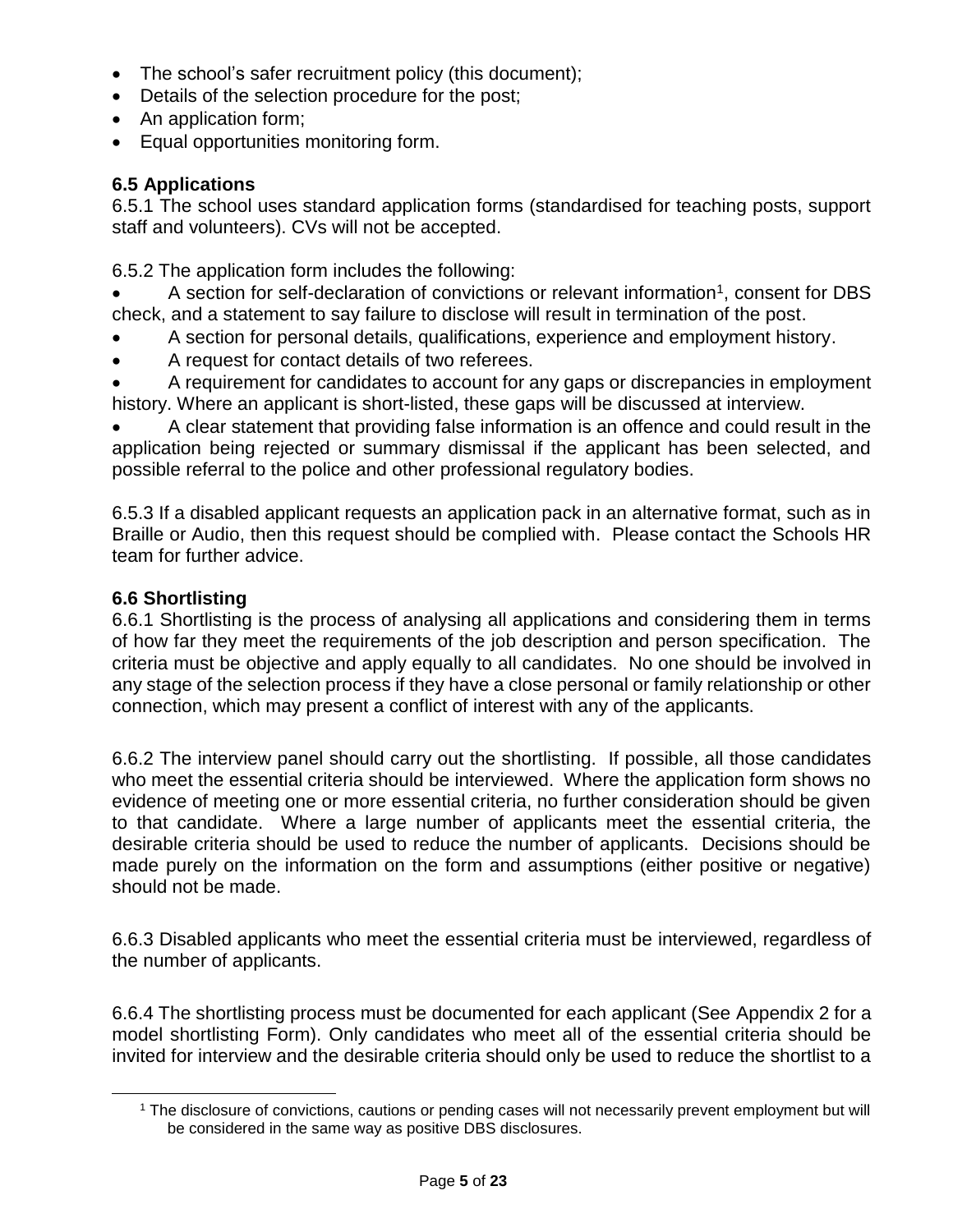- The school's safer recruitment policy (this document);
- Details of the selection procedure for the post;
- An application form;
- Equal opportunities monitoring form.

### 6.5 Applications

6.5.1 The school uses standard application forms (standardised for teaching posts, support staff and volunteers). CVs will not be accepted.

6.5.2 The application form includes the following:

- A section for self-declaration of convictions or relevant information[1], consent for DBS check, and a statement to say failure to disclose will result in termination of the post.
- A section for personal details, qualifications, experience and employment history.
- A request for contact details of two referees.
- A requirement for candidates to account for any gaps or discrepancies in employment history. Where an applicant is short-listed, these gaps will be discussed at interview.
- A clear statement that providing false information is an offence and could result in the application being rejected or summary dismissal if the applicant has been selected, and possible referral to the police and other professional regulatory bodies.

6.5.3 If a disabled applicant requests an application pack in an alternative format, such as in Braille or Audio, then this request should be complied with. Please contact the Schools HR team for further advice.

### 6.6 Shortlisting

6.6.1 Shortlisting is the process of analysing all applications and considering them in terms of how far they meet the requirements of the job description and person specification. The criteria must be objective and apply equally to all candidates. No one should be involved in any stage of the selection process if they have a close personal or family relationship or other connection, which may present a conflict of interest with any of the applicants.

6.6.2 The interview panel should carry out the shortlisting. If possible, all those candidates who meet the essential criteria should be interviewed. Where the application form shows no evidence of meeting one or more essential criteria, no further consideration should be given to that candidate. Where a large number of applicants meet the essential criteria, the desirable criteria should be used to reduce the number of applicants. Decisions should be made purely on the information on the form and assumptions (either positive or negative) should not be made.

6.6.3 Disabled applicants who meet the essential criteria must be interviewed, regardless of the number of applicants.

6.6.4 The shortlisting process must be documented for each applicant (See Appendix 2 for a model shortlisting Form). Only candidates who meet all of the essential criteria should be invited for interview and the desirable criteria should only be used to reduce the shortlist to a

[1] The disclosure of convictions, cautions or pending cases will not necessarily prevent employment but will be considered in the same way as positive DBS disclosures.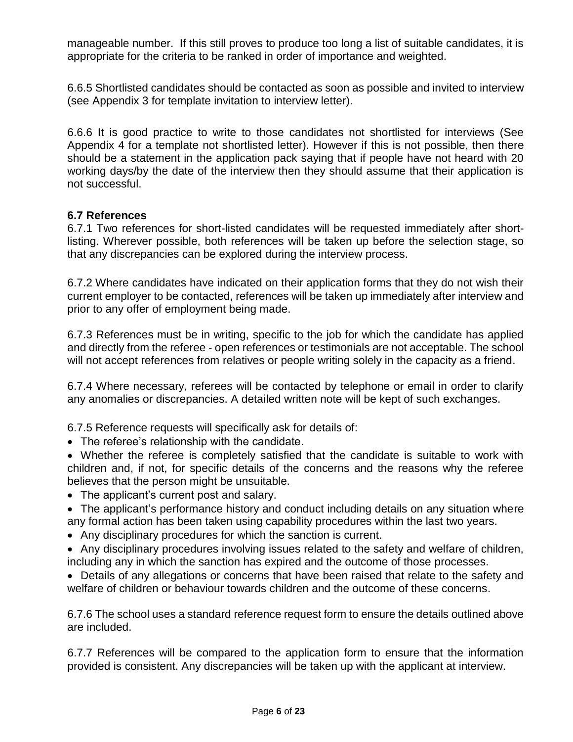manageable number. If this still proves to produce too long a list of suitable candidates, it is appropriate for the criteria to be ranked in order of importance and weighted.

6.6.5 Shortlisted candidates should be contacted as soon as possible and invited to interview (see Appendix 3 for template invitation to interview letter).

6.6.6 It is good practice to write to those candidates not shortlisted for interviews (See Appendix 4 for a template not shortlisted letter). However if this is not possible, then there should be a statement in the application pack saying that if people have not heard with 20 working days/by the date of the interview then they should assume that their application is not successful.

### 6.7 References

6.7.1 Two references for short-listed candidates will be requested immediately after short-listing. Wherever possible, both references will be taken up before the selection stage, so that any discrepancies can be explored during the interview process.

6.7.2 Where candidates have indicated on their application forms that they do not wish their current employer to be contacted, references will be taken up immediately after interview and prior to any offer of employment being made.

6.7.3 References must be in writing, specific to the job for which the candidate has applied and directly from the referee - open references or testimonials are not acceptable. The school will not accept references from relatives or people writing solely in the capacity as a friend.

6.7.4 Where necessary, referees will be contacted by telephone or email in order to clarify any anomalies or discrepancies. A detailed written note will be kept of such exchanges.

6.7.5 Reference requests will specifically ask for details of:

- The referee's relationship with the candidate.
- Whether the referee is completely satisfied that the candidate is suitable to work with children and, if not, for specific details of the concerns and the reasons why the referee believes that the person might be unsuitable.
- The applicant's current post and salary.
- The applicant's performance history and conduct including details on any situation where any formal action has been taken using capability procedures within the last two years.
- Any disciplinary procedures for which the sanction is current.
- Any disciplinary procedures involving issues related to the safety and welfare of children, including any in which the sanction has expired and the outcome of those processes.
- Details of any allegations or concerns that have been raised that relate to the safety and welfare of children or behaviour towards children and the outcome of these concerns.

6.7.6 The school uses a standard reference request form to ensure the details outlined above are included.

6.7.7 References will be compared to the application form to ensure that the information provided is consistent. Any discrepancies will be taken up with the applicant at interview.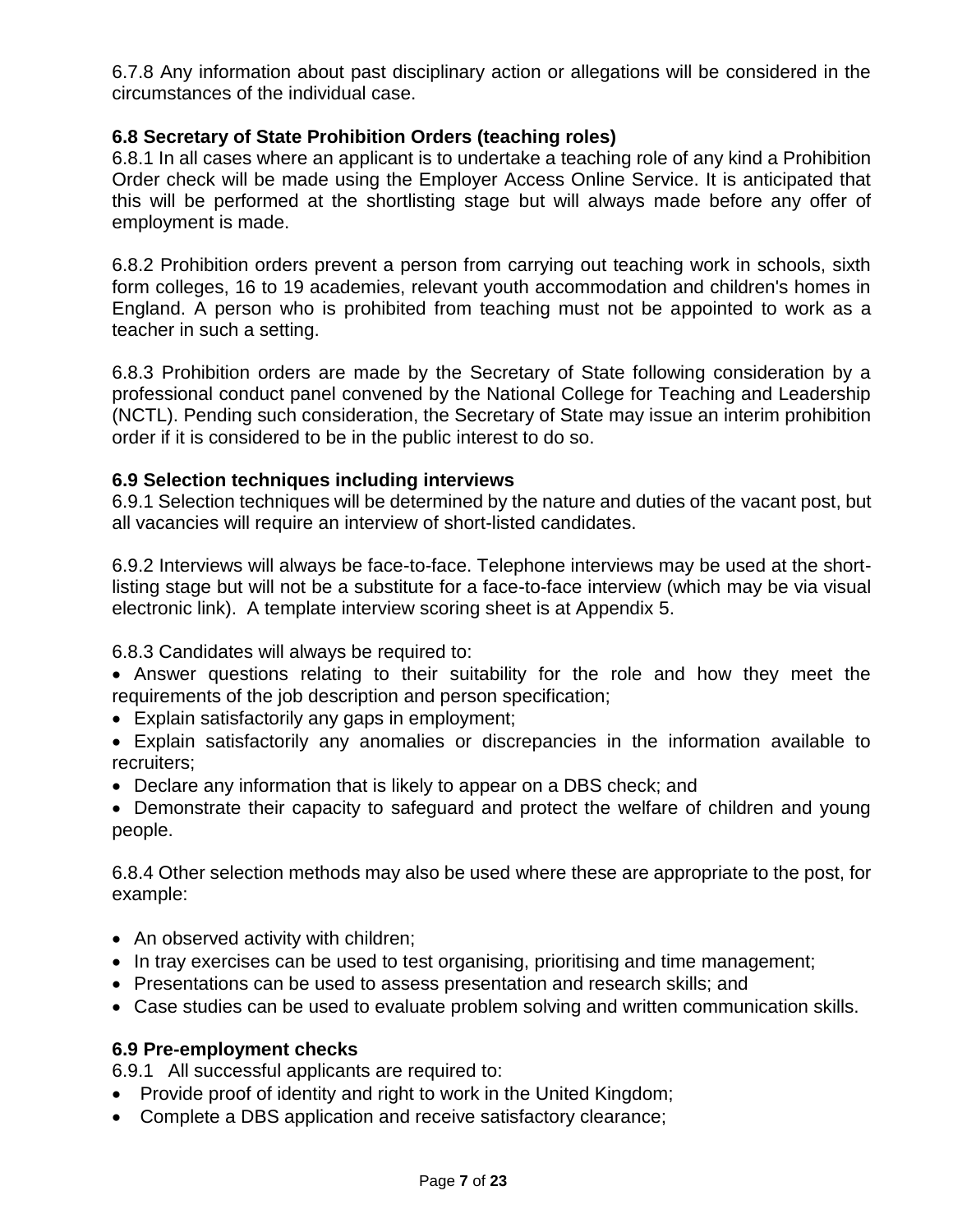6.7.8 Any information about past disciplinary action or allegations will be considered in the circumstances of the individual case.

**6.8 Secretary of State Prohibition Orders (teaching roles)**

6.8.1 In all cases where an applicant is to undertake a teaching role of any kind a Prohibition Order check will be made using the Employer Access Online Service. It is anticipated that this will be performed at the shortlisting stage but will always made before any offer of employment is made.

6.8.2 Prohibition orders prevent a person from carrying out teaching work in schools, sixth form colleges, 16 to 19 academies, relevant youth accommodation and children's homes in England. A person who is prohibited from teaching must not be appointed to work as a teacher in such a setting.

6.8.3 Prohibition orders are made by the Secretary of State following consideration by a professional conduct panel convened by the National College for Teaching and Leadership (NCTL). Pending such consideration, the Secretary of State may issue an interim prohibition order if it is considered to be in the public interest to do so.

**6.9 Selection techniques including interviews**

6.9.1 Selection techniques will be determined by the nature and duties of the vacant post, but all vacancies will require an interview of short-listed candidates.

6.9.2 Interviews will always be face-to-face. Telephone interviews may be used at the short-listing stage but will not be a substitute for a face-to-face interview (which may be via visual electronic link). A template interview scoring sheet is at Appendix 5.

6.8.3 Candidates will always be required to:

- Answer questions relating to their suitability for the role and how they meet the requirements of the job description and person specification;
- Explain satisfactorily any gaps in employment;
- Explain satisfactorily any anomalies or discrepancies in the information available to recruiters;
- Declare any information that is likely to appear on a DBS check; and
- Demonstrate their capacity to safeguard and protect the welfare of children and young people.

6.8.4 Other selection methods may also be used where these are appropriate to the post, for example:

- An observed activity with children;
- In tray exercises can be used to test organising, prioritising and time management;
- Presentations can be used to assess presentation and research skills; and
- Case studies can be used to evaluate problem solving and written communication skills.

**6.9 Pre-employment checks**

6.9.1 All successful applicants are required to:

- Provide proof of identity and right to work in the United Kingdom;
- Complete a DBS application and receive satisfactory clearance;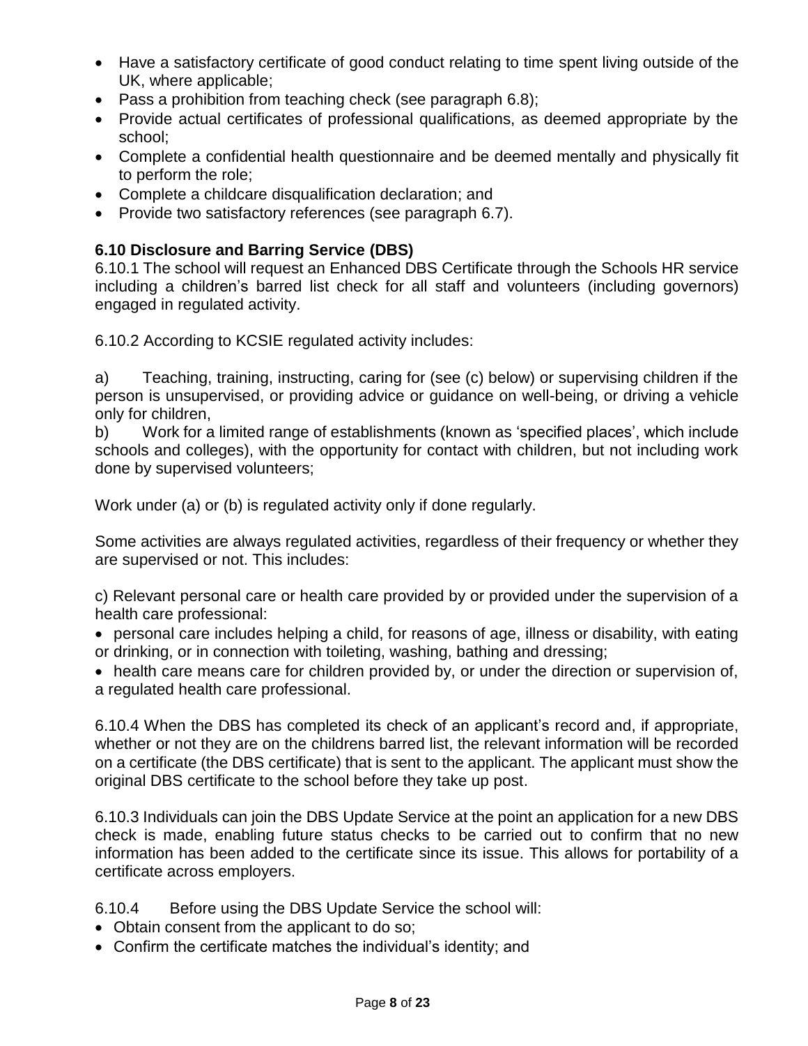- Have a satisfactory certificate of good conduct relating to time spent living outside of the UK, where applicable;
- Pass a prohibition from teaching check (see paragraph 6.8);
- Provide actual certificates of professional qualifications, as deemed appropriate by the school;
- Complete a confidential health questionnaire and be deemed mentally and physically fit to perform the role;
- Complete a childcare disqualification declaration; and
- Provide two satisfactory references (see paragraph 6.7).

**6.10 Disclosure and Barring Service (DBS)**

6.10.1 The school will request an Enhanced DBS Certificate through the Schools HR service including a children's barred list check for all staff and volunteers (including governors) engaged in regulated activity.

6.10.2 According to KCSIE regulated activity includes:

a) Teaching, training, instructing, caring for (see (c) below) or supervising children if the person is unsupervised, or providing advice or guidance on well-being, or driving a vehicle only for children,

b) Work for a limited range of establishments (known as 'specified places', which include schools and colleges), with the opportunity for contact with children, but not including work done by supervised volunteers;

Work under (a) or (b) is regulated activity only if done regularly.

Some activities are always regulated activities, regardless of their frequency or whether they are supervised or not. This includes:

c) Relevant personal care or health care provided by or provided under the supervision of a health care professional:

- personal care includes helping a child, for reasons of age, illness or disability, with eating or drinking, or in connection with toileting, washing, bathing and dressing;
- health care means care for children provided by, or under the direction or supervision of, a regulated health care professional.

6.10.4 When the DBS has completed its check of an applicant's record and, if appropriate, whether or not they are on the childrens barred list, the relevant information will be recorded on a certificate (the DBS certificate) that is sent to the applicant. The applicant must show the original DBS certificate to the school before they take up post.

6.10.3 Individuals can join the DBS Update Service at the point an application for a new DBS check is made, enabling future status checks to be carried out to confirm that no new information has been added to the certificate since its issue. This allows for portability of a certificate across employers.

6.10.4 Before using the DBS Update Service the school will:

- Obtain consent from the applicant to do so;
- Confirm the certificate matches the individual's identity; and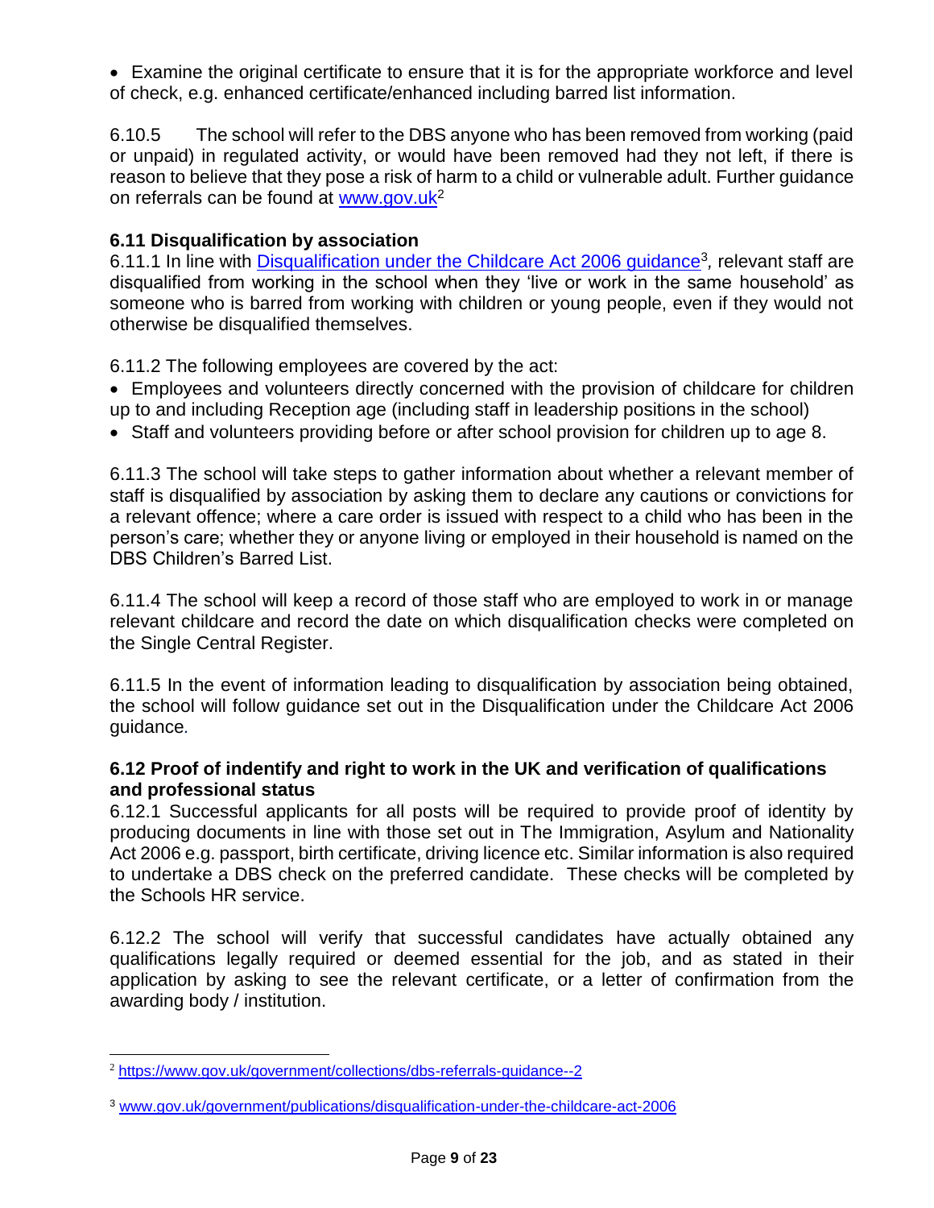- Examine the original certificate to ensure that it is for the appropriate workforce and level of check, e.g. enhanced certificate/enhanced including barred list information.

6.10.5 The school will refer to the DBS anyone who has been removed from working (paid or unpaid) in regulated activity, or would have been removed had they not left, if there is reason to believe that they pose a risk of harm to a child or vulnerable adult. Further guidance on referrals can be found at [www.gov.uk](https://www.gov.uk/government/collections/dbs-referrals-guidance--2)[2]

### 6.11 Disqualification by association

6.11.1 In line with [Disqualification under the Childcare Act 2006 guidance](www.gov.uk/government/publications/disqualification-under-the-childcare-act-2006)[3], relevant staff are disqualified from working in the school when they 'live or work in the same household' as someone who is barred from working with children or young people, even if they would not otherwise be disqualified themselves.

6.11.2 The following employees are covered by the act:

- Employees and volunteers directly concerned with the provision of childcare for children up to and including Reception age (including staff in leadership positions in the school)
- Staff and volunteers providing before or after school provision for children up to age 8.

6.11.3 The school will take steps to gather information about whether a relevant member of staff is disqualified by association by asking them to declare any cautions or convictions for a relevant offence; where a care order is issued with respect to a child who has been in the person's care; whether they or anyone living or employed in their household is named on the DBS Children's Barred List.

6.11.4 The school will keep a record of those staff who are employed to work in or manage relevant childcare and record the date on which disqualification checks were completed on the Single Central Register.

6.11.5 In the event of information leading to disqualification by association being obtained, the school will follow guidance set out in the Disqualification under the Childcare Act 2006 guidance*.*

### 6.12 Proof of indentify and right to work in the UK and verification of qualifications and professional status

6.12.1 Successful applicants for all posts will be required to provide proof of identity by producing documents in line with those set out in The Immigration, Asylum and Nationality Act 2006 e.g. passport, birth certificate, driving licence etc. Similar information is also required to undertake a DBS check on the preferred candidate. These checks will be completed by the Schools HR service.

6.12.2 The school will verify that successful candidates have actually obtained any qualifications legally required or deemed essential for the job, and as stated in their application by asking to see the relevant certificate, or a letter of confirmation from the awarding body / institution.

---

[2] https://www.gov.uk/government/collections/dbs-referrals-guidance--2

[3] www.gov.uk/government/publications/disqualification-under-the-childcare-act-2006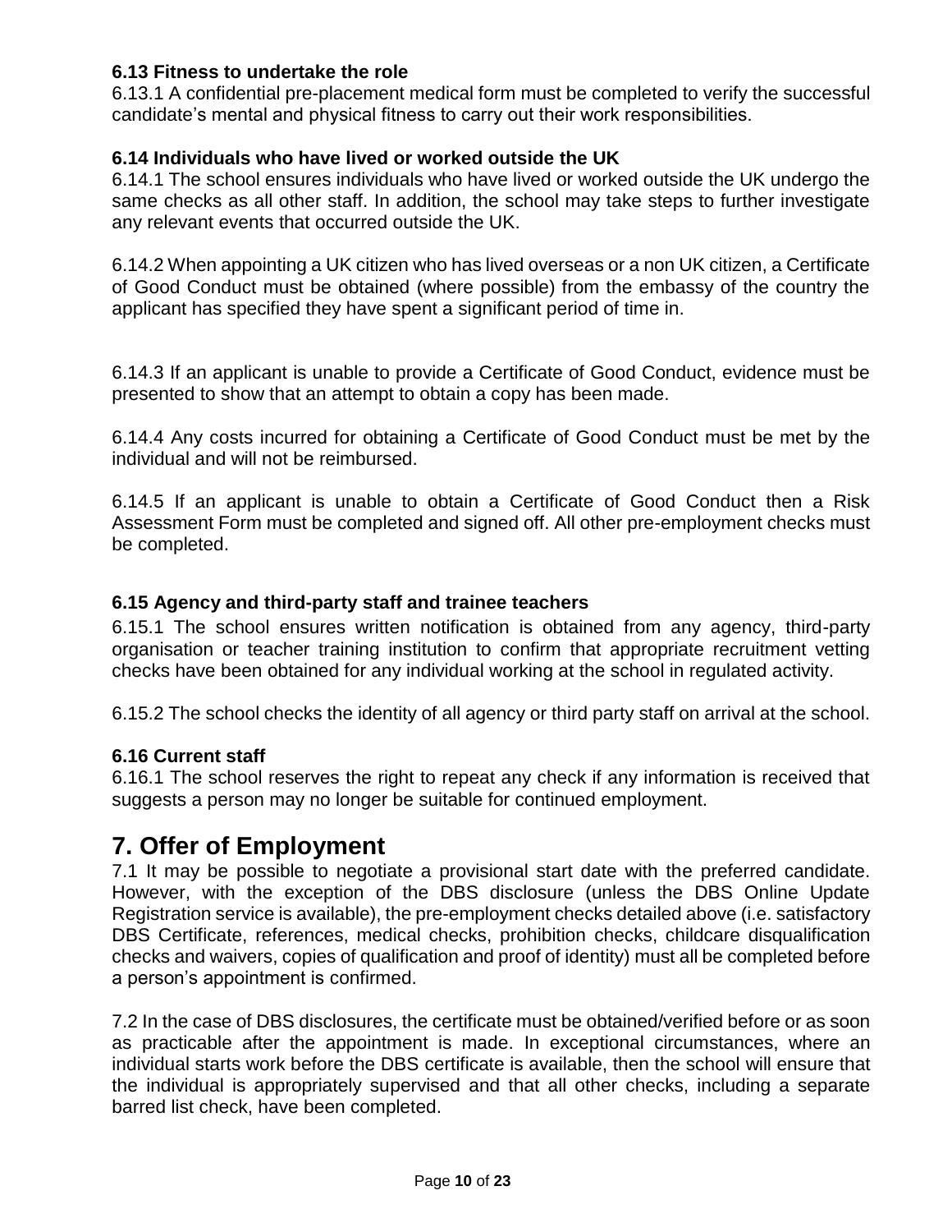### 6.13 Fitness to undertake the role

6.13.1 A confidential pre-placement medical form must be completed to verify the successful candidate's mental and physical fitness to carry out their work responsibilities.

### 6.14 Individuals who have lived or worked outside the UK

6.14.1 The school ensures individuals who have lived or worked outside the UK undergo the same checks as all other staff. In addition, the school may take steps to further investigate any relevant events that occurred outside the UK.

6.14.2 When appointing a UK citizen who has lived overseas or a non UK citizen, a Certificate of Good Conduct must be obtained (where possible) from the embassy of the country the applicant has specified they have spent a significant period of time in.

6.14.3 If an applicant is unable to provide a Certificate of Good Conduct, evidence must be presented to show that an attempt to obtain a copy has been made.

6.14.4 Any costs incurred for obtaining a Certificate of Good Conduct must be met by the individual and will not be reimbursed.

6.14.5 If an applicant is unable to obtain a Certificate of Good Conduct then a Risk Assessment Form must be completed and signed off. All other pre-employment checks must be completed.

### 6.15 Agency and third-party staff and trainee teachers

6.15.1 The school ensures written notification is obtained from any agency, third-party organisation or teacher training institution to confirm that appropriate recruitment vetting checks have been obtained for any individual working at the school in regulated activity.

6.15.2 The school checks the identity of all agency or third party staff on arrival at the school.

### 6.16 Current staff

6.16.1 The school reserves the right to repeat any check if any information is received that suggests a person may no longer be suitable for continued employment.

## 7. Offer of Employment

7.1 It may be possible to negotiate a provisional start date with the preferred candidate. However, with the exception of the DBS disclosure (unless the DBS Online Update Registration service is available), the pre-employment checks detailed above (i.e. satisfactory DBS Certificate, references, medical checks, prohibition checks, childcare disqualification checks and waivers, copies of qualification and proof of identity) must all be completed before a person's appointment is confirmed.

7.2 In the case of DBS disclosures, the certificate must be obtained/verified before or as soon as practicable after the appointment is made. In exceptional circumstances, where an individual starts work before the DBS certificate is available, then the school will ensure that the individual is appropriately supervised and that all other checks, including a separate barred list check, have been completed.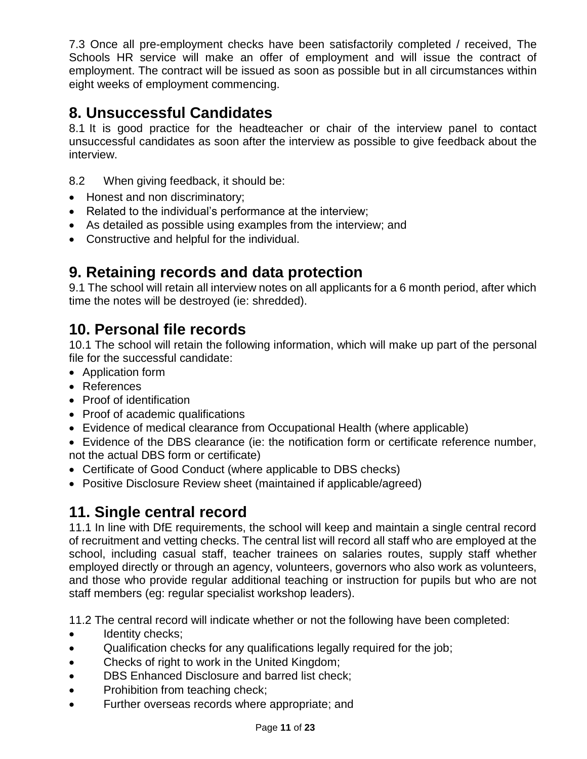7.3 Once all pre-employment checks have been satisfactorily completed / received, The Schools HR service will make an offer of employment and will issue the contract of employment. The contract will be issued as soon as possible but in all circumstances within eight weeks of employment commencing.

## 8. Unsuccessful Candidates

8.1 It is good practice for the headteacher or chair of the interview panel to contact unsuccessful candidates as soon after the interview as possible to give feedback about the interview.

8.2 When giving feedback, it should be:

- Honest and non discriminatory;
- Related to the individual's performance at the interview;
- As detailed as possible using examples from the interview; and
- Constructive and helpful for the individual.

## 9. Retaining records and data protection

9.1 The school will retain all interview notes on all applicants for a 6 month period, after which time the notes will be destroyed (ie: shredded).

## 10. Personal file records

10.1 The school will retain the following information, which will make up part of the personal file for the successful candidate:

- Application form
- References
- Proof of identification
- Proof of academic qualifications
- Evidence of medical clearance from Occupational Health (where applicable)
- Evidence of the DBS clearance (ie: the notification form or certificate reference number, not the actual DBS form or certificate)
- Certificate of Good Conduct (where applicable to DBS checks)
- Positive Disclosure Review sheet (maintained if applicable/agreed)

## 11. Single central record

11.1 In line with DfE requirements, the school will keep and maintain a single central record of recruitment and vetting checks. The central list will record all staff who are employed at the school, including casual staff, teacher trainees on salaries routes, supply staff whether employed directly or through an agency, volunteers, governors who also work as volunteers, and those who provide regular additional teaching or instruction for pupils but who are not staff members (eg: regular specialist workshop leaders).

11.2 The central record will indicate whether or not the following have been completed:

- Identity checks;
- Qualification checks for any qualifications legally required for the job;
- Checks of right to work in the United Kingdom;
- DBS Enhanced Disclosure and barred list check;
- Prohibition from teaching check;
- Further overseas records where appropriate; and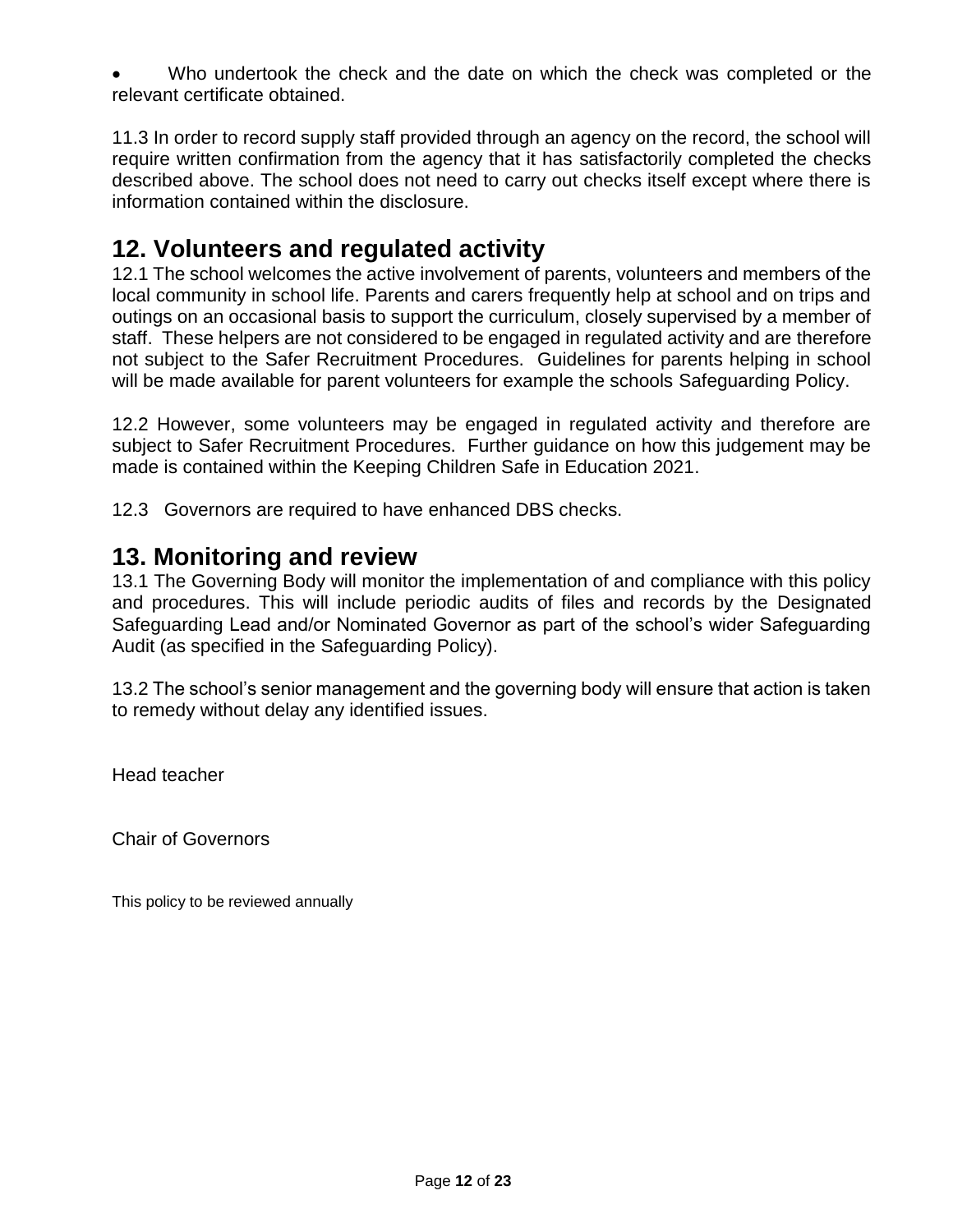- Who undertook the check and the date on which the check was completed or the relevant certificate obtained.

11.3 In order to record supply staff provided through an agency on the record, the school will require written confirmation from the agency that it has satisfactorily completed the checks described above. The school does not need to carry out checks itself except where there is information contained within the disclosure.

## 12. Volunteers and regulated activity

12.1 The school welcomes the active involvement of parents, volunteers and members of the local community in school life. Parents and carers frequently help at school and on trips and outings on an occasional basis to support the curriculum, closely supervised by a member of staff. These helpers are not considered to be engaged in regulated activity and are therefore not subject to the Safer Recruitment Procedures. Guidelines for parents helping in school will be made available for parent volunteers for example the schools Safeguarding Policy.

12.2 However, some volunteers may be engaged in regulated activity and therefore are subject to Safer Recruitment Procedures. Further guidance on how this judgement may be made is contained within the Keeping Children Safe in Education 2021.

12.3 Governors are required to have enhanced DBS checks.

## 13. Monitoring and review

13.1 The Governing Body will monitor the implementation of and compliance with this policy and procedures. This will include periodic audits of files and records by the Designated Safeguarding Lead and/or Nominated Governor as part of the school's wider Safeguarding Audit (as specified in the Safeguarding Policy).

13.2 The school's senior management and the governing body will ensure that action is taken to remedy without delay any identified issues.

Head teacher

Chair of Governors

This policy to be reviewed annually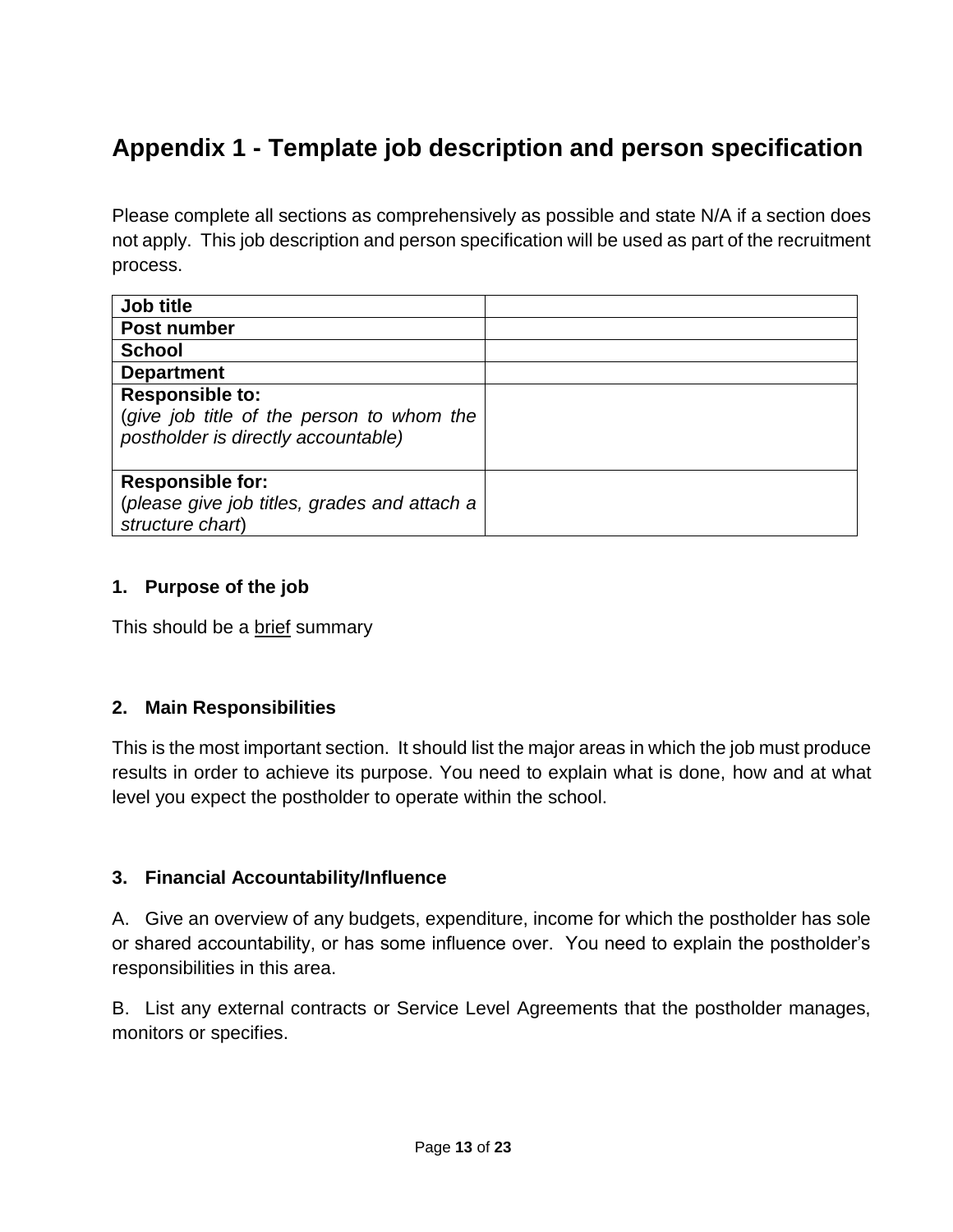# Appendix 1 - Template job description and person specification

Please complete all sections as comprehensively as possible and state N/A if a section does not apply. This job description and person specification will be used as part of the recruitment process.

| | |
|---|---|
| **Job title** | |
| **Post number** | |
| **School** | |
| **Department** | |
| **Responsible to:** (*give job title of the person to whom the postholder is directly accountable)* | |
| **Responsible for:** (*please give job titles, grades and attach a structure chart*) | |

### 1. Purpose of the job

This should be a brief summary

### 2. Main Responsibilities

This is the most important section. It should list the major areas in which the job must produce results in order to achieve its purpose. You need to explain what is done, how and at what level you expect the postholder to operate within the school.

### 3. Financial Accountability/Influence

A. Give an overview of any budgets, expenditure, income for which the postholder has sole or shared accountability, or has some influence over. You need to explain the postholder's responsibilities in this area.

B. List any external contracts or Service Level Agreements that the postholder manages, monitors or specifies.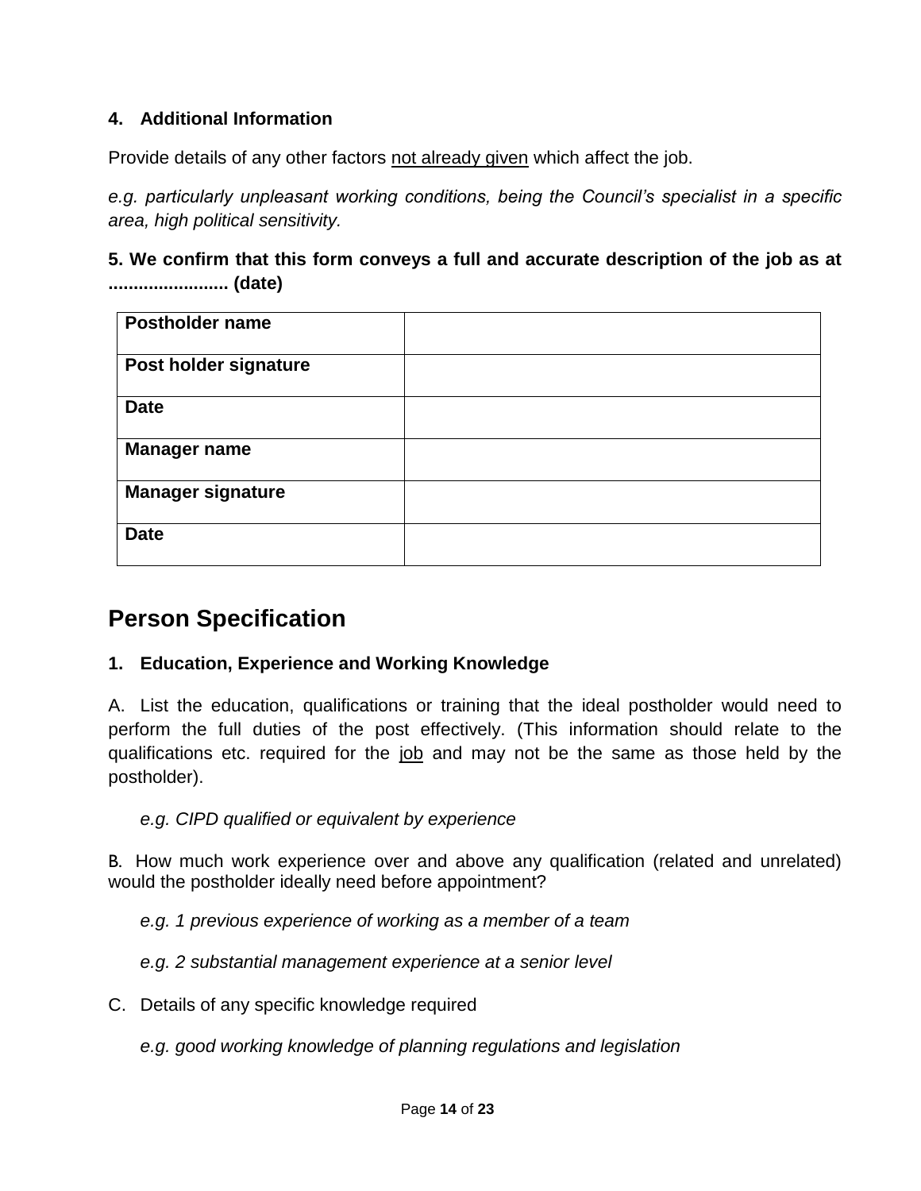#### 4. Additional Information

Provide details of any other factors <u>not already given</u> which affect the job.

*e.g. particularly unpleasant working conditions, being the Council's specialist in a specific area, high political sensitivity.*

**5. We confirm that this form conveys a full and accurate description of the job as at ........................ (date)**

| **Postholder name** | |
|---|---|
| **Post holder signature** | |
| **Date** | |
| **Manager name** | |
| **Manager signature** | |
| **Date** | |

## Person Specification

#### 1. Education, Experience and Working Knowledge

A. List the education, qualifications or training that the ideal postholder would need to perform the full duties of the post effectively. (This information should relate to the qualifications etc. required for the <u>job</u> and may not be the same as those held by the postholder).

*e.g. CIPD qualified or equivalent by experience*

B. How much work experience over and above any qualification (related and unrelated) would the postholder ideally need before appointment?

*e.g. 1 previous experience of working as a member of a team*

*e.g. 2 substantial management experience at a senior level*

C. Details of any specific knowledge required

*e.g. good working knowledge of planning regulations and legislation*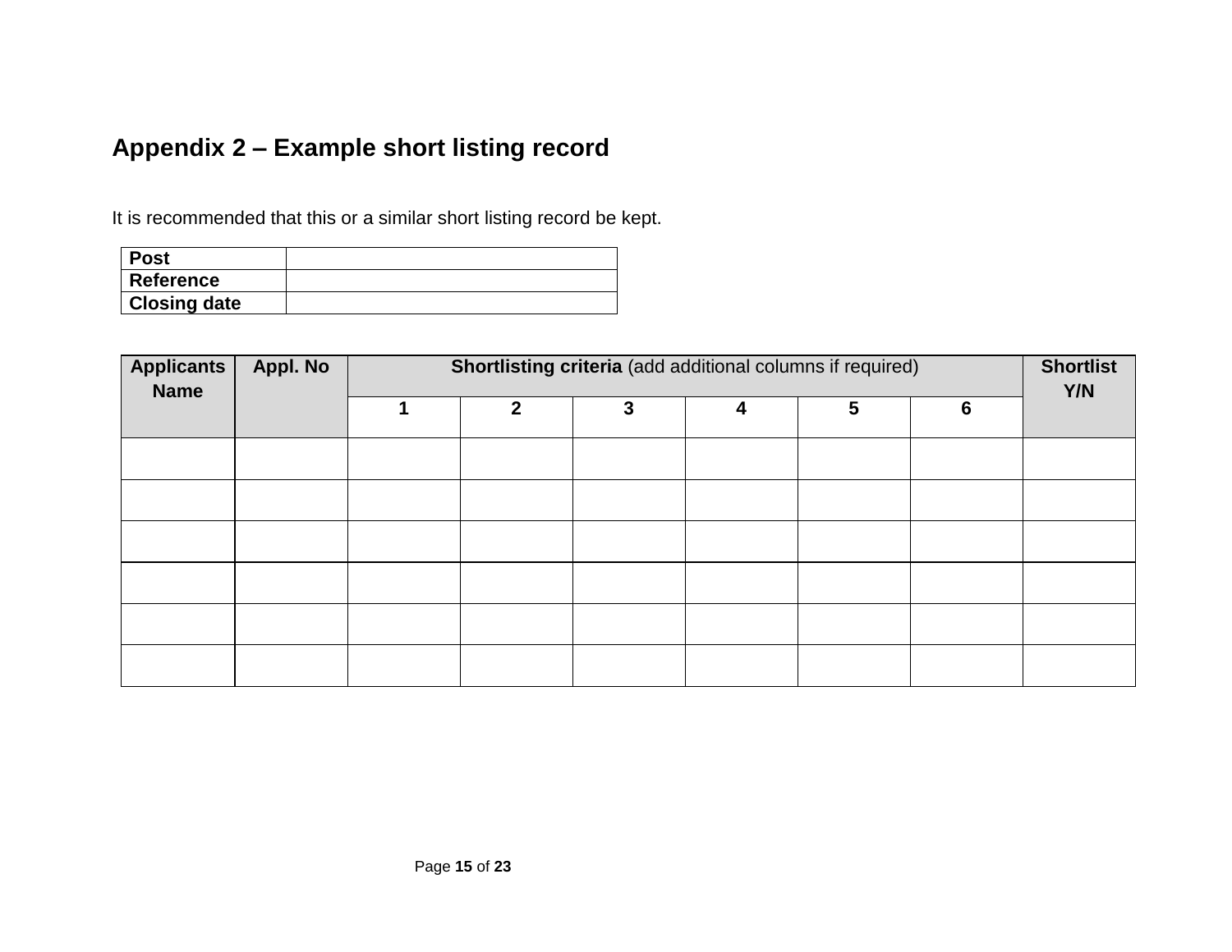## Appendix 2 – Example short listing record

It is recommended that this or a similar short listing record be kept.

| **Post** | |
|---|---|
| **Reference** | |
| **Closing date** | |

| **Applicants Name** | **Appl. No** | **Shortlisting criteria** (add additional columns if required) | | | | | | **Shortlist Y/N** |
|---|---|---|---|---|---|---|---|---|
| | | **1** | **2** | **3** | **4** | **5** | **6** | |
| | | | | | | | | |
| | | | | | | | | |
| | | | | | | | | |
| | | | | | | | | |
| | | | | | | | | |
| | | | | | | | | |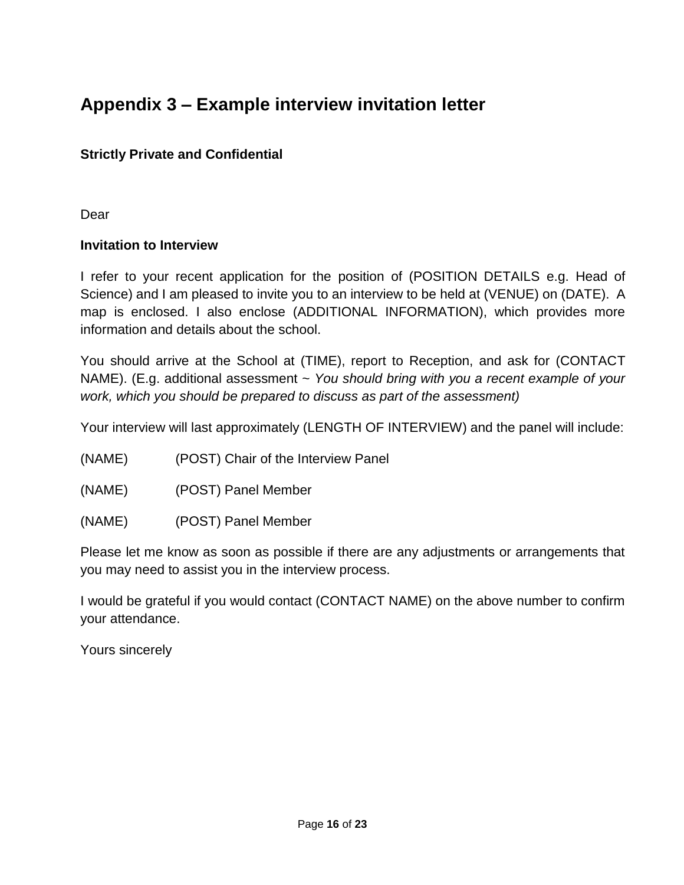# Appendix 3 – Example interview invitation letter

**Strictly Private and Confidential**

Dear

**Invitation to Interview**

I refer to your recent application for the position of (POSITION DETAILS e.g. Head of Science) and I am pleased to invite you to an interview to be held at (VENUE) on (DATE). A map is enclosed. I also enclose (ADDITIONAL INFORMATION), which provides more information and details about the school.

You should arrive at the School at (TIME), report to Reception, and ask for (CONTACT NAME). (E.g. additional assessment ~ *You should bring with you a recent example of your work, which you should be prepared to discuss as part of the assessment)*

Your interview will last approximately (LENGTH OF INTERVIEW) and the panel will include:

(NAME) (POST) Chair of the Interview Panel

(NAME) (POST) Panel Member

(NAME) (POST) Panel Member

Please let me know as soon as possible if there are any adjustments or arrangements that you may need to assist you in the interview process.

I would be grateful if you would contact (CONTACT NAME) on the above number to confirm your attendance.

Yours sincerely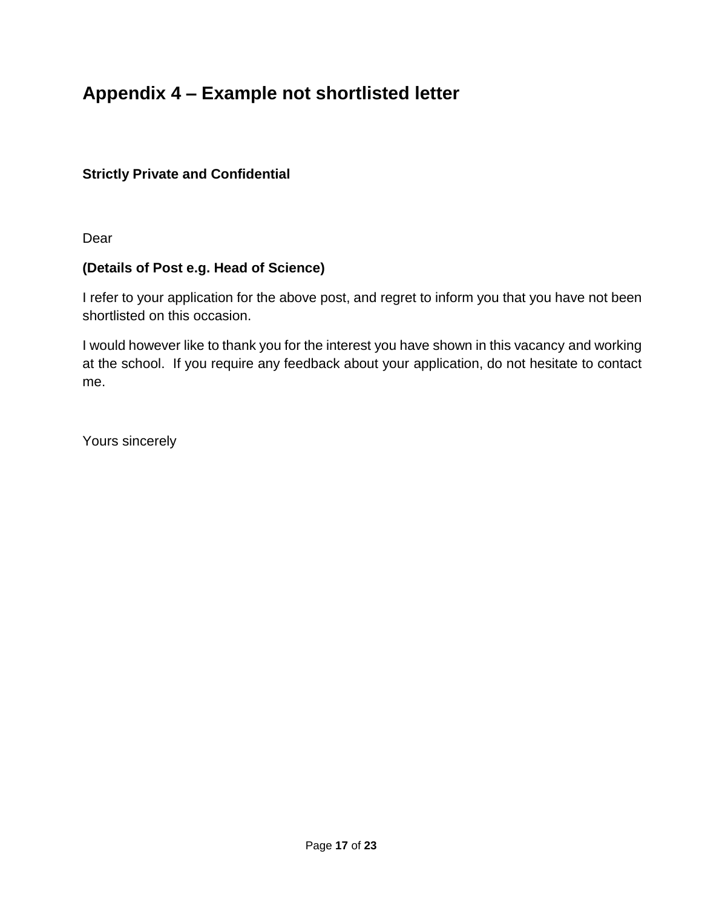## Appendix 4 – Example not shortlisted letter

**Strictly Private and Confidential**

Dear

**(Details of Post e.g. Head of Science)**

I refer to your application for the above post, and regret to inform you that you have not been shortlisted on this occasion.

I would however like to thank you for the interest you have shown in this vacancy and working at the school. If you require any feedback about your application, do not hesitate to contact me.

Yours sincerely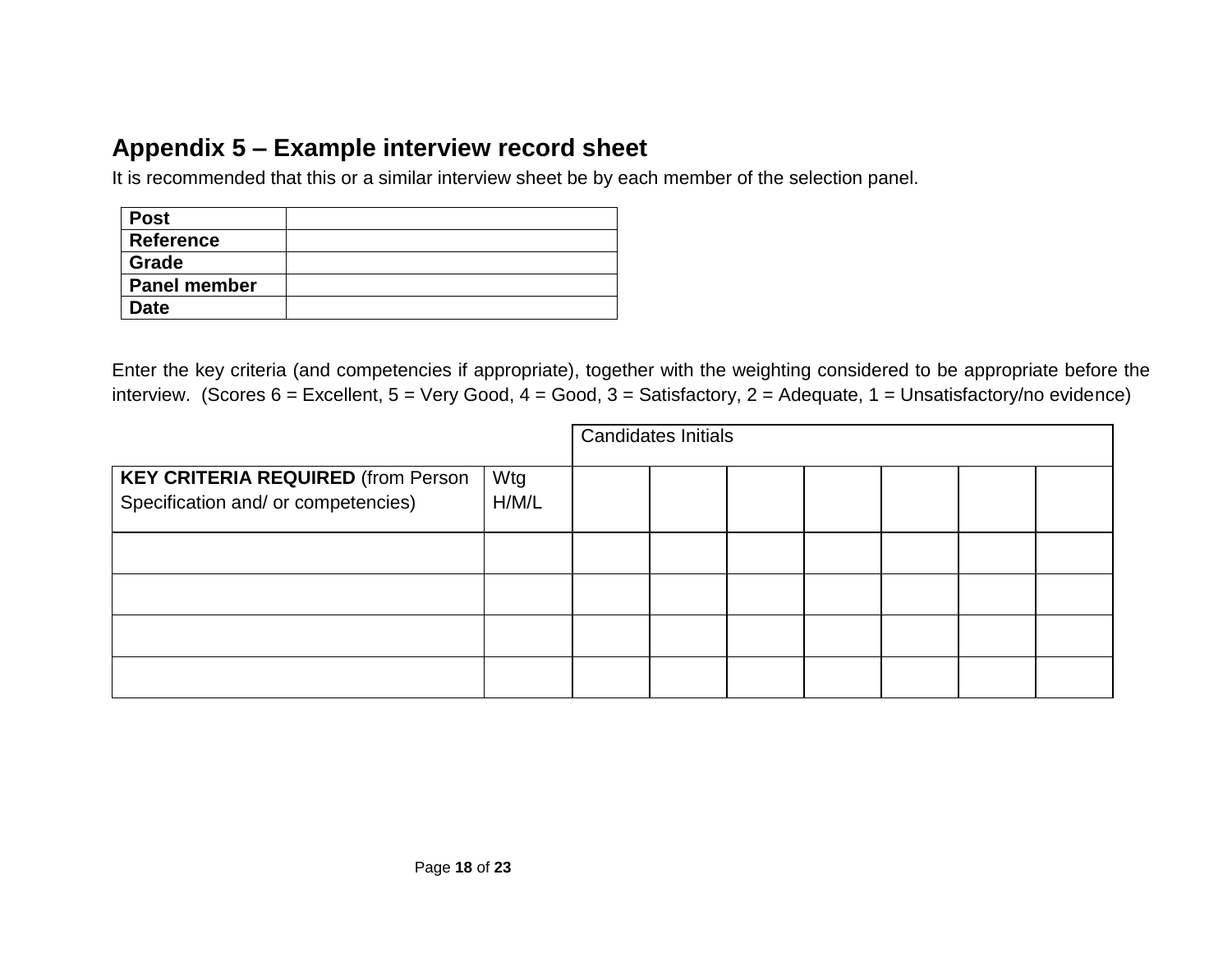## Appendix 5 – Example interview record sheet

It is recommended that this or a similar interview sheet be by each member of the selection panel.

| | |
|---|---|
| **Post** | |
| **Reference** | |
| **Grade** | |
| **Panel member** | |
| **Date** | |

Enter the key criteria (and competencies if appropriate), together with the weighting considered to be appropriate before the interview. (Scores 6 = Excellent, 5 = Very Good, 4 = Good, 3 = Satisfactory, 2 = Adequate, 1 = Unsatisfactory/no evidence)

| | | Candidates Initials | | | | | | |
|---|---|---|---|---|---|---|---|---|
| **KEY CRITERIA REQUIRED** (from Person Specification and/ or competencies) | Wtg H/M/L | | | | | | | |
| | | | | | | | | |
| | | | | | | | | |
| | | | | | | | | |
| | | | | | | | | |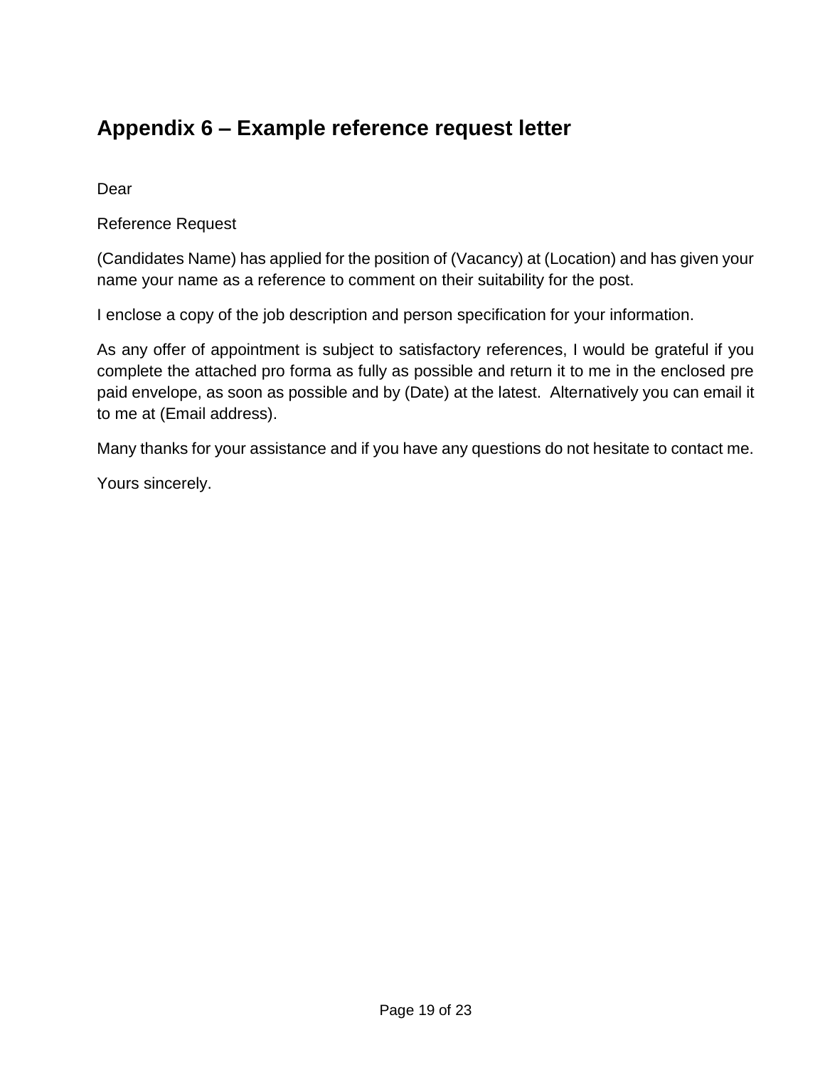## Appendix 6 – Example reference request letter

Dear

Reference Request

(Candidates Name) has applied for the position of (Vacancy) at (Location) and has given your name your name as a reference to comment on their suitability for the post.

I enclose a copy of the job description and person specification for your information.

As any offer of appointment is subject to satisfactory references, I would be grateful if you complete the attached pro forma as fully as possible and return it to me in the enclosed pre paid envelope, as soon as possible and by (Date) at the latest. Alternatively you can email it to me at (Email address).

Many thanks for your assistance and if you have any questions do not hesitate to contact me.

Yours sincerely.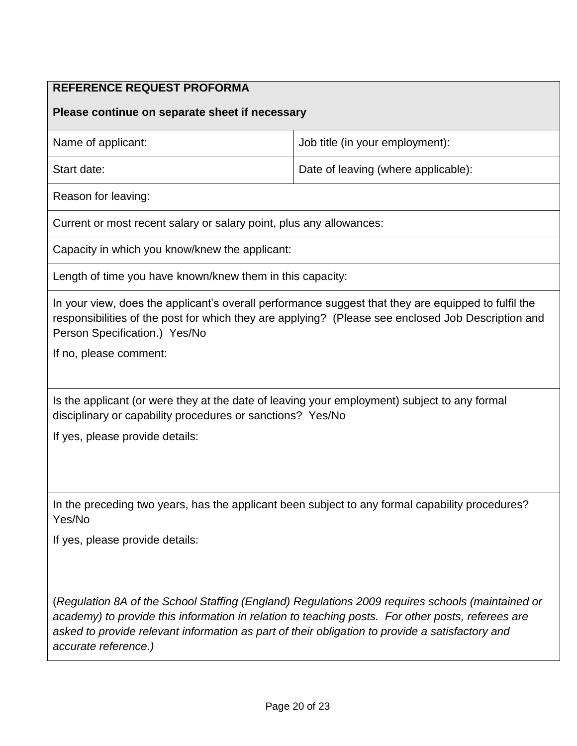| **REFERENCE REQUEST PROFORMA**<br><br>**Please continue on separate sheet if necessary** | |
|---|---|
| Name of applicant: | Job title (in your employment): |
| Start date: | Date of leaving (where applicable): |
| Reason for leaving: | |
| Current or most recent salary or salary point, plus any allowances: | |
| Capacity in which you know/knew the applicant: | |
| Length of time you have known/knew them in this capacity: | |
| In your view, does the applicant's overall performance suggest that they are equipped to fulfil the responsibilities of the post for which they are applying? (Please see enclosed Job Description and Person Specification.) Yes/No<br><br>If no, please comment: | |
| Is the applicant (or were they at the date of leaving your employment) subject to any formal disciplinary or capability procedures or sanctions? Yes/No<br><br>If yes, please provide details: | |
| In the preceding two years, has the applicant been subject to any formal capability procedures? Yes/No<br><br>If yes, please provide details:<br><br>(*Regulation 8A of the School Staffing (England) Regulations 2009 requires schools (maintained or academy) to provide this information in relation to teaching posts. For other posts, referees are asked to provide relevant information as part of their obligation to provide a satisfactory and accurate reference.)* | |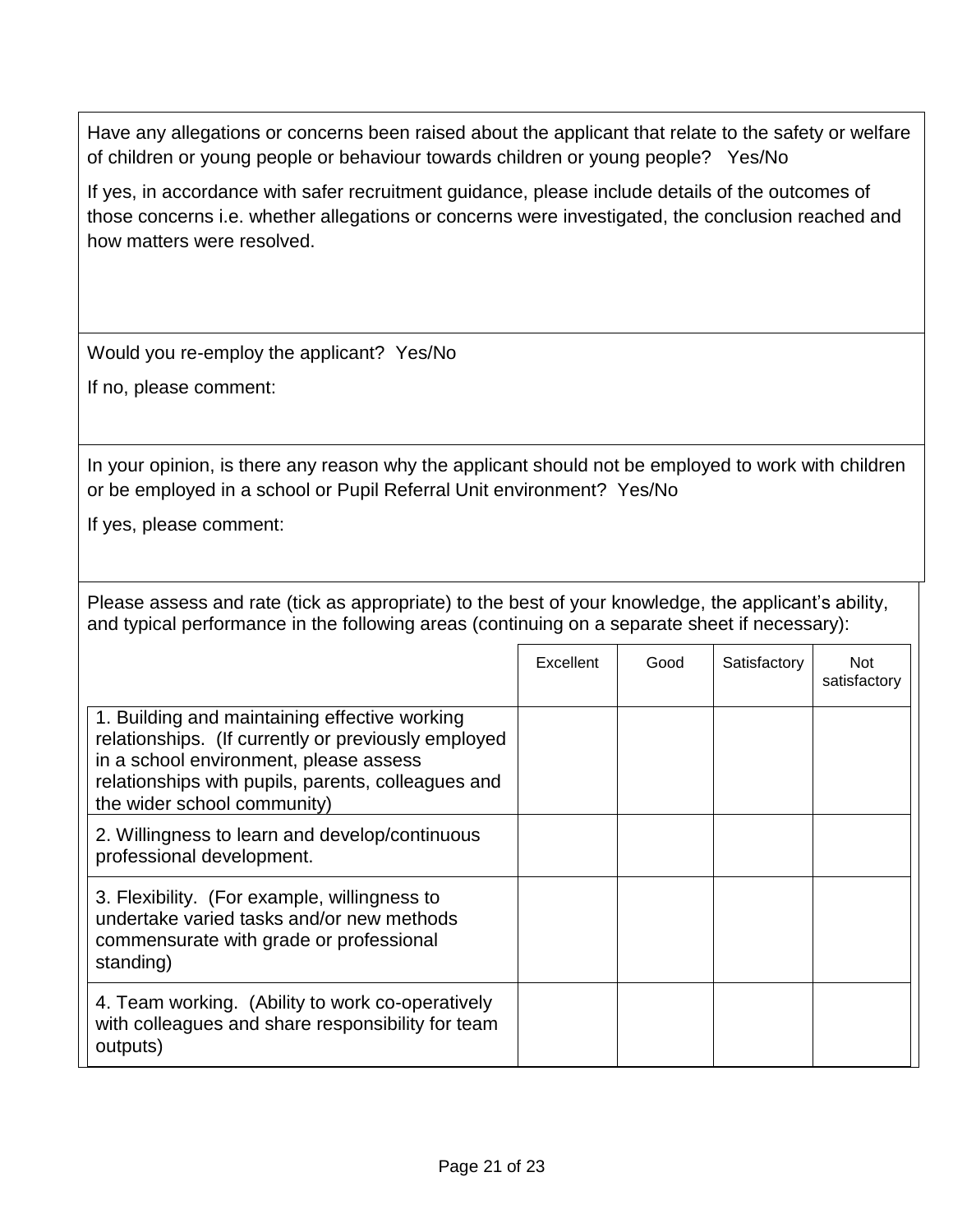Have any allegations or concerns been raised about the applicant that relate to the safety or welfare of children or young people or behaviour towards children or young people? Yes/No

If yes, in accordance with safer recruitment guidance, please include details of the outcomes of those concerns i.e. whether allegations or concerns were investigated, the conclusion reached and how matters were resolved.

Would you re-employ the applicant? Yes/No

If no, please comment:

In your opinion, is there any reason why the applicant should not be employed to work with children or be employed in a school or Pupil Referral Unit environment? Yes/No

If yes, please comment:

Please assess and rate (tick as appropriate) to the best of your knowledge, the applicant's ability, and typical performance in the following areas (continuing on a separate sheet if necessary):

| | Excellent | Good | Satisfactory | Not satisfactory |
|---|---|---|---|---|
| 1. Building and maintaining effective working relationships. (If currently or previously employed in a school environment, please assess relationships with pupils, parents, colleagues and the wider school community) | | | | |
| 2. Willingness to learn and develop/continuous professional development. | | | | |
| 3. Flexibility. (For example, willingness to undertake varied tasks and/or new methods commensurate with grade or professional standing) | | | | |
| 4. Team working. (Ability to work co-operatively with colleagues and share responsibility for team outputs) | | | | |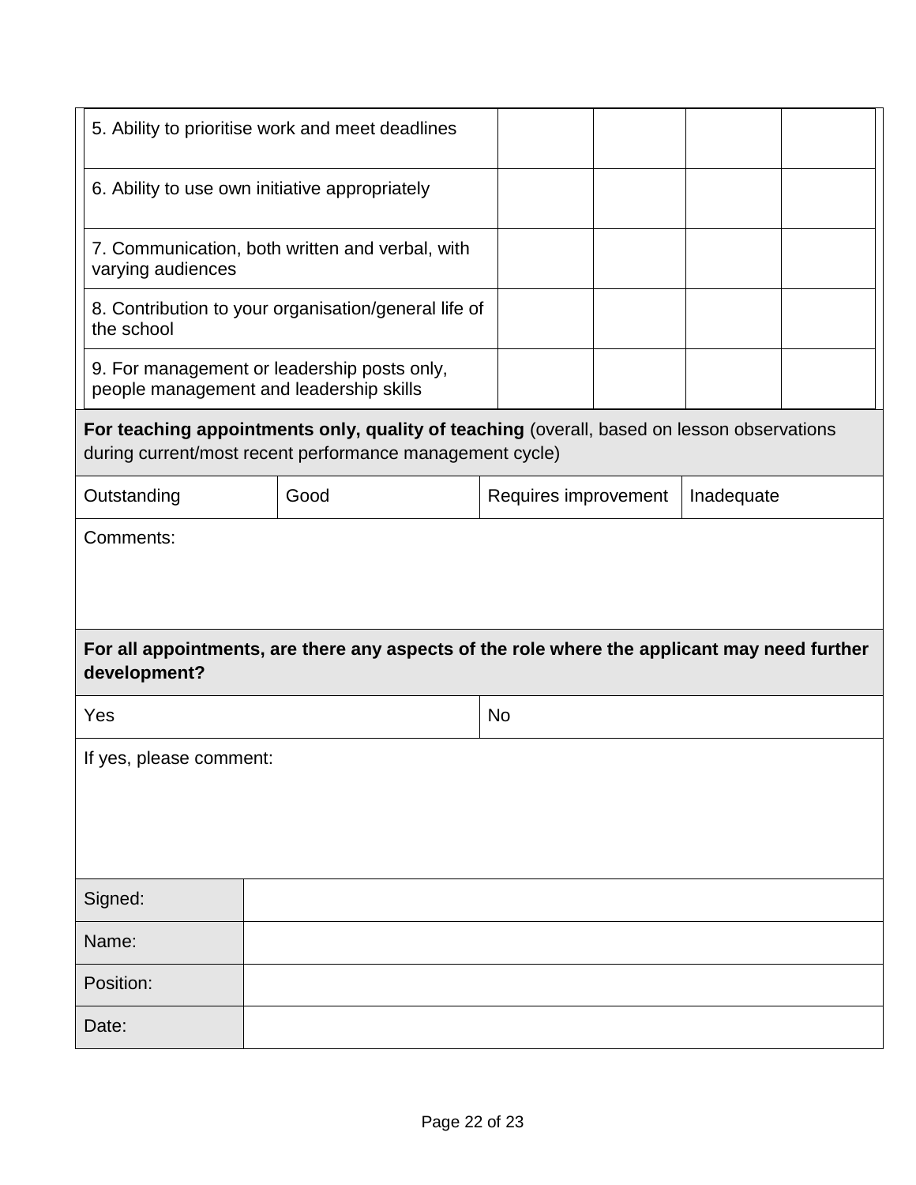| | | | | |
|---|---|---|---|---|
| 5. Ability to prioritise work and meet deadlines | | | | |
| 6. Ability to use own initiative appropriately | | | | |
| 7. Communication, both written and verbal, with varying audiences | | | | |
| 8. Contribution to your organisation/general life of the school | | | | |
| 9. For management or leadership posts only, people management and leadership skills | | | | |

**For teaching appointments only, quality of teaching** (overall, based on lesson observations during current/most recent performance management cycle)

| Outstanding | Good | Requires improvement | Inadequate |
|---|---|---|---|

Comments:

**For all appointments, are there any aspects of the role where the applicant may need further development?**

| Yes | No |
|---|---|

If yes, please comment:

| | |
|---|---|
| Signed: | |
| Name: | |
| Position: | |
| Date: | |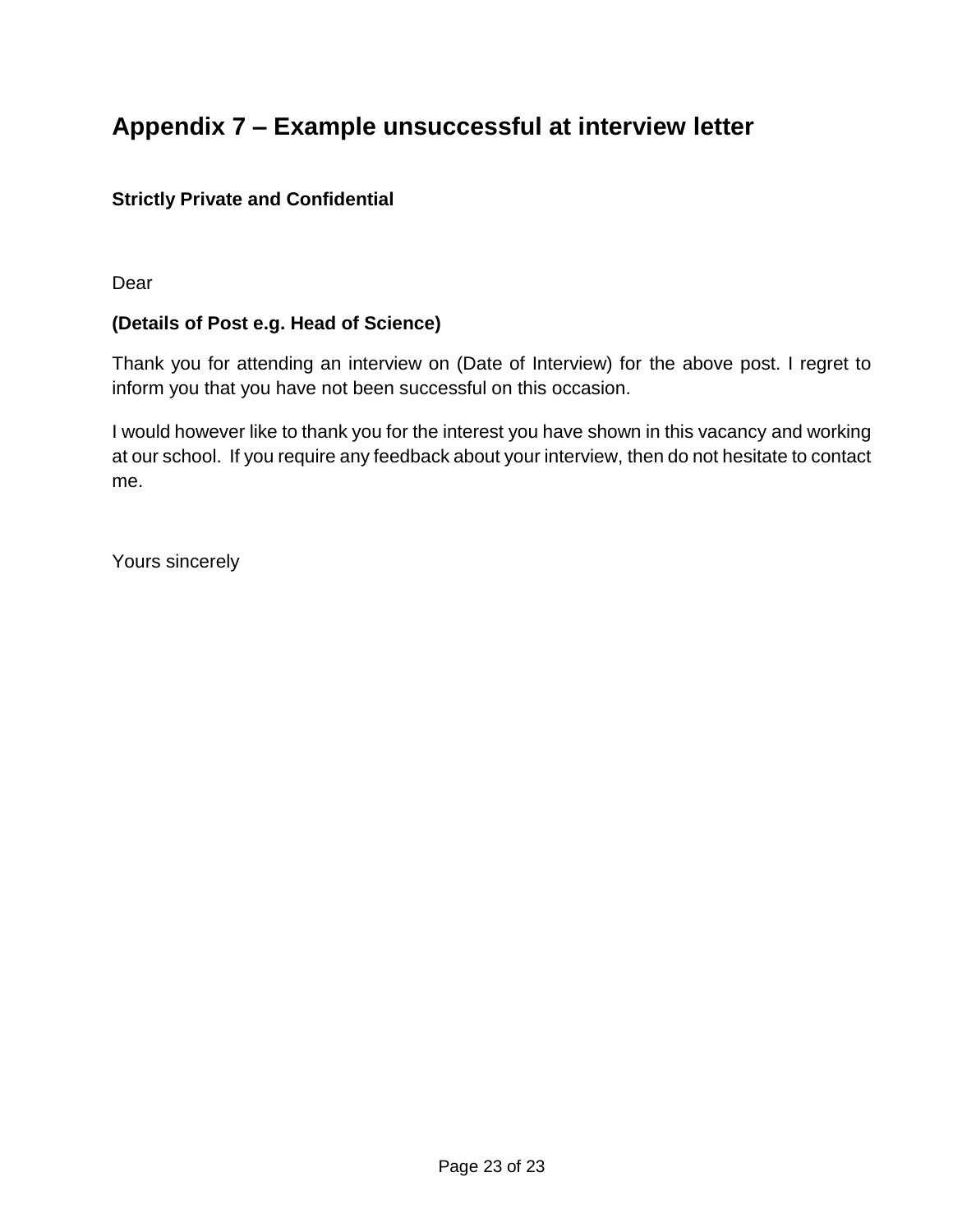# Appendix 7 – Example unsuccessful at interview letter

**Strictly Private and Confidential**

Dear

**(Details of Post e.g. Head of Science)**

Thank you for attending an interview on (Date of Interview) for the above post. I regret to inform you that you have not been successful on this occasion.

I would however like to thank you for the interest you have shown in this vacancy and working at our school. If you require any feedback about your interview, then do not hesitate to contact me.

Yours sincerely